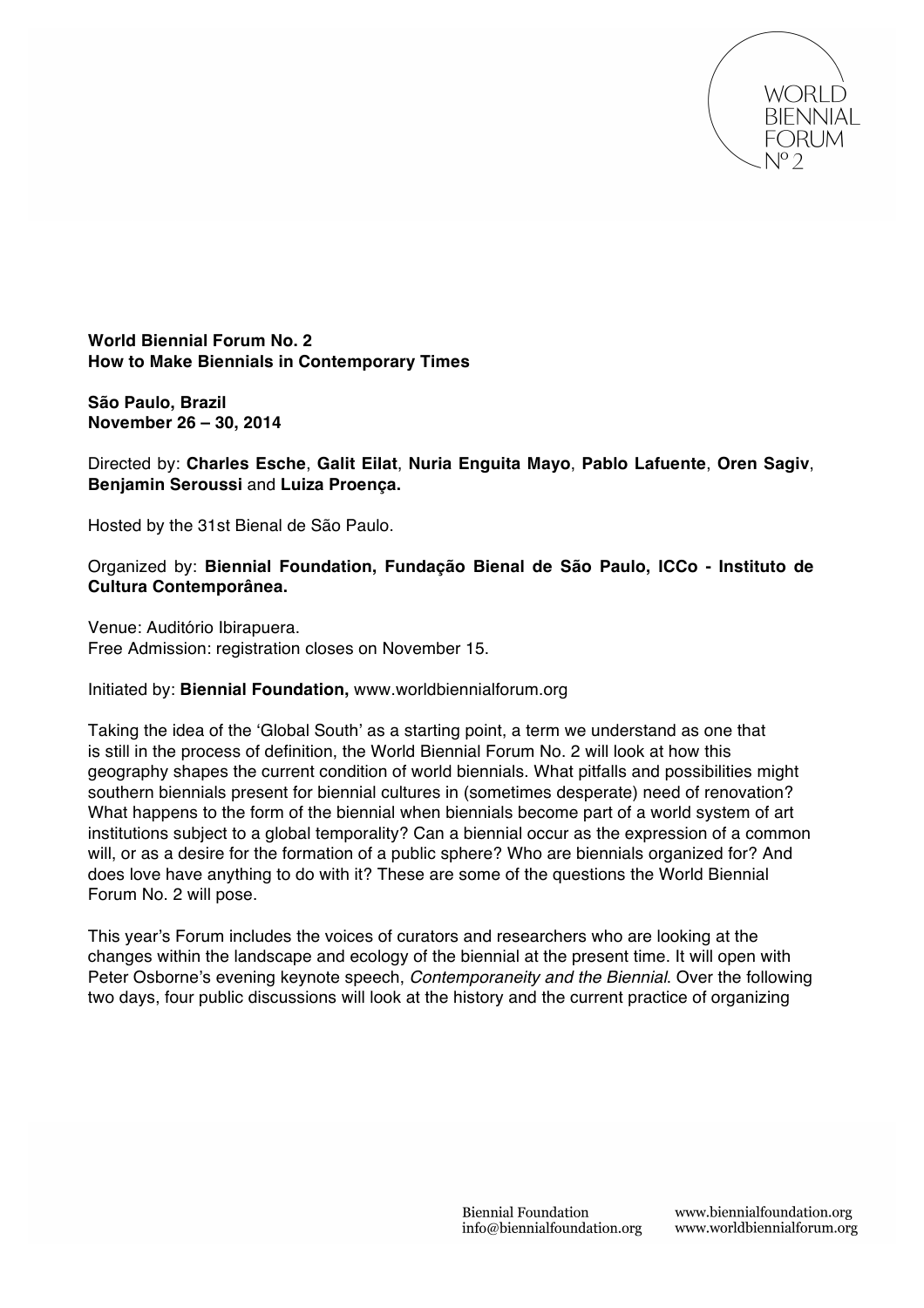WORLD BIENNIAL FORUM Nº 2

**World Biennial Forum No. 2**
**How to Make Biennials in Contemporary Times**

**São Paulo, Brazil**
**November 26 – 30, 2014**

Directed by: **Charles Esche**, **Galit Eilat**, **Nuria Enguita Mayo**, **Pablo Lafuente**, **Oren Sagiv**, **Benjamin Seroussi** and **Luiza Proença.**

Hosted by the 31st Bienal de São Paulo.

Organized by: **Biennial Foundation, Fundação Bienal de São Paulo, ICCo - Instituto de Cultura Contemporânea.**

Venue: Auditório Ibirapuera.
Free Admission: registration closes on November 15.

Initiated by: **Biennial Foundation,** www.worldbiennialforum.org

Taking the idea of the 'Global South' as a starting point, a term we understand as one that is still in the process of definition, the World Biennial Forum No. 2 will look at how this geography shapes the current condition of world biennials. What pitfalls and possibilities might southern biennials present for biennial cultures in (sometimes desperate) need of renovation? What happens to the form of the biennial when biennials become part of a world system of art institutions subject to a global temporality? Can a biennial occur as the expression of a common will, or as a desire for the formation of a public sphere? Who are biennials organized for? And does love have anything to do with it? These are some of the questions the World Biennial Forum No. 2 will pose.

This year's Forum includes the voices of curators and researchers who are looking at the changes within the landscape and ecology of the biennial at the present time. It will open with Peter Osborne's evening keynote speech, *Contemporaneity and the Biennial*. Over the following two days, four public discussions will look at the history and the current practice of organizing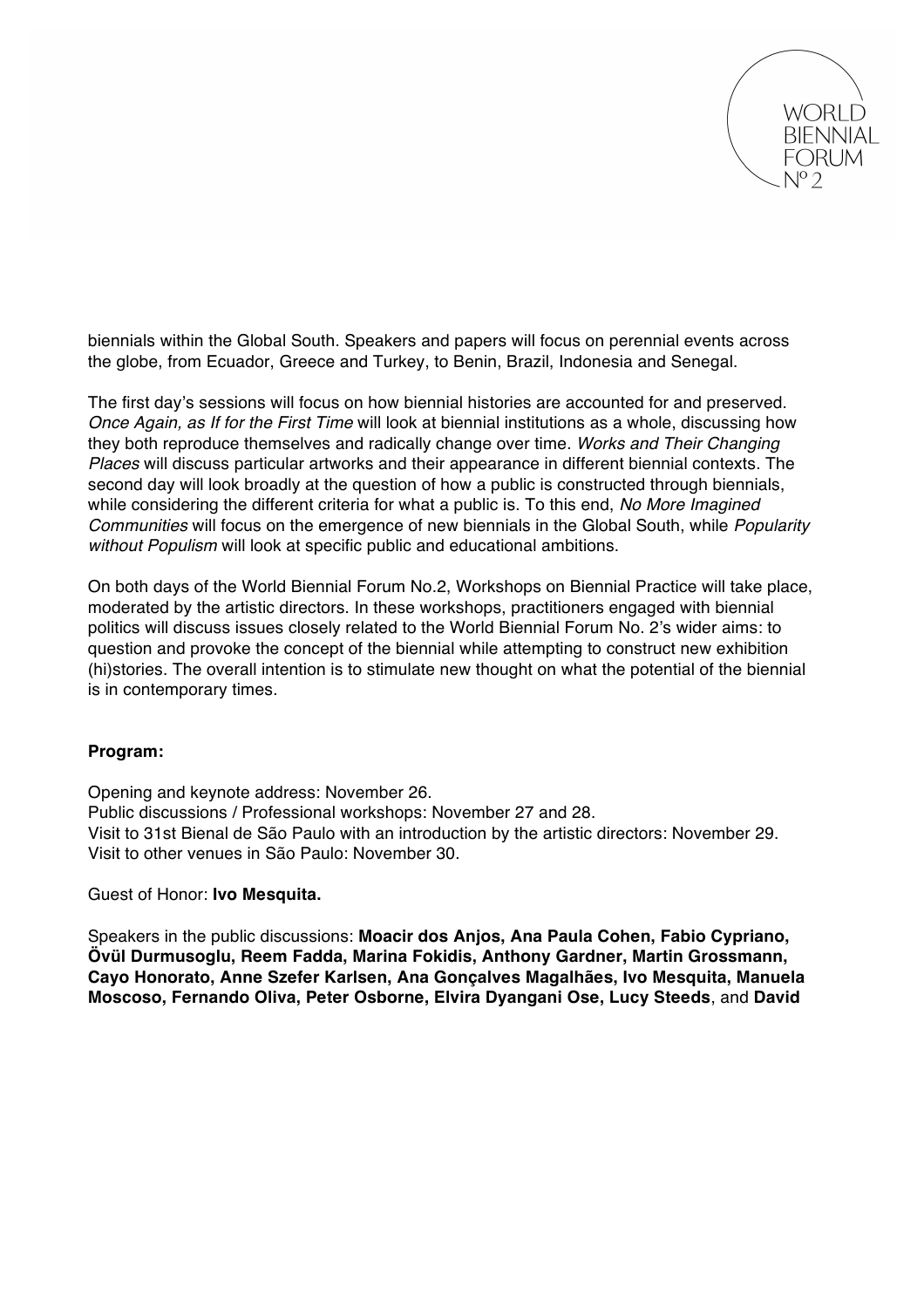biennials within the Global South. Speakers and papers will focus on perennial events across the globe, from Ecuador, Greece and Turkey, to Benin, Brazil, Indonesia and Senegal.

The first day's sessions will focus on how biennial histories are accounted for and preserved. *Once Again, as If for the First Time* will look at biennial institutions as a whole, discussing how they both reproduce themselves and radically change over time. *Works and Their Changing Places* will discuss particular artworks and their appearance in different biennial contexts. The second day will look broadly at the question of how a public is constructed through biennials, while considering the different criteria for what a public is. To this end, *No More Imagined Communities* will focus on the emergence of new biennials in the Global South, while *Popularity without Populism* will look at specific public and educational ambitions.

On both days of the World Biennial Forum No.2, Workshops on Biennial Practice will take place, moderated by the artistic directors. In these workshops, practitioners engaged with biennial politics will discuss issues closely related to the World Biennial Forum No. 2's wider aims: to question and provoke the concept of the biennial while attempting to construct new exhibition (hi)stories. The overall intention is to stimulate new thought on what the potential of the biennial is in contemporary times.

**Program:**

Opening and keynote address: November 26.
Public discussions / Professional workshops: November 27 and 28.
Visit to 31st Bienal de São Paulo with an introduction by the artistic directors: November 29.
Visit to other venues in São Paulo: November 30.

Guest of Honor: **Ivo Mesquita.**

Speakers in the public discussions: **Moacir dos Anjos, Ana Paula Cohen, Fabio Cypriano, Övül Durmusoglu, Reem Fadda, Marina Fokidis, Anthony Gardner, Martin Grossmann, Cayo Honorato, Anne Szefer Karlsen, Ana Gonçalves Magalhães, Ivo Mesquita, Manuela Moscoso, Fernando Oliva, Peter Osborne, Elvira Dyangani Ose, Lucy Steeds**, and **David**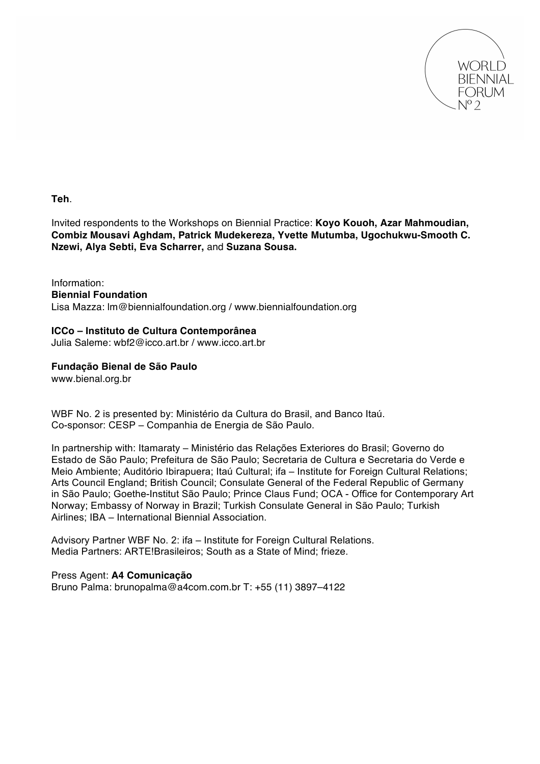**Teh**.

Invited respondents to the Workshops on Biennial Practice: **Koyo Kouoh, Azar Mahmoudian, Combiz Mousavi Aghdam, Patrick Mudekereza, Yvette Mutumba, Ugochukwu-Smooth C. Nzewi, Alya Sebti, Eva Scharrer,** and **Suzana Sousa.**

Information:
**Biennial Foundation**
Lisa Mazza: lm@biennialfoundation.org / www.biennialfoundation.org

**ICCo – Instituto de Cultura Contemporânea**
Julia Saleme: wbf2@icco.art.br / www.icco.art.br

**Fundação Bienal de São Paulo**
www.bienal.org.br

WBF No. 2 is presented by: Ministério da Cultura do Brasil, and Banco Itaú.
Co-sponsor: CESP – Companhia de Energia de São Paulo.

In partnership with: Itamaraty – Ministério das Relações Exteriores do Brasil; Governo do Estado de São Paulo; Prefeitura de São Paulo; Secretaria de Cultura e Secretaria do Verde e Meio Ambiente; Auditório Ibirapuera; Itaú Cultural; ifa – Institute for Foreign Cultural Relations; Arts Council England; British Council; Consulate General of the Federal Republic of Germany in São Paulo; Goethe-Institut São Paulo; Prince Claus Fund; OCA - Office for Contemporary Art Norway; Embassy of Norway in Brazil; Turkish Consulate General in São Paulo; Turkish Airlines; IBA – International Biennial Association.

Advisory Partner WBF No. 2: ifa – Institute for Foreign Cultural Relations.
Media Partners: ARTE!Brasileiros; South as a State of Mind; frieze.

Press Agent: **A4 Comunicação**
Bruno Palma: brunopalma@a4com.com.br T: +55 (11) 3897–4122